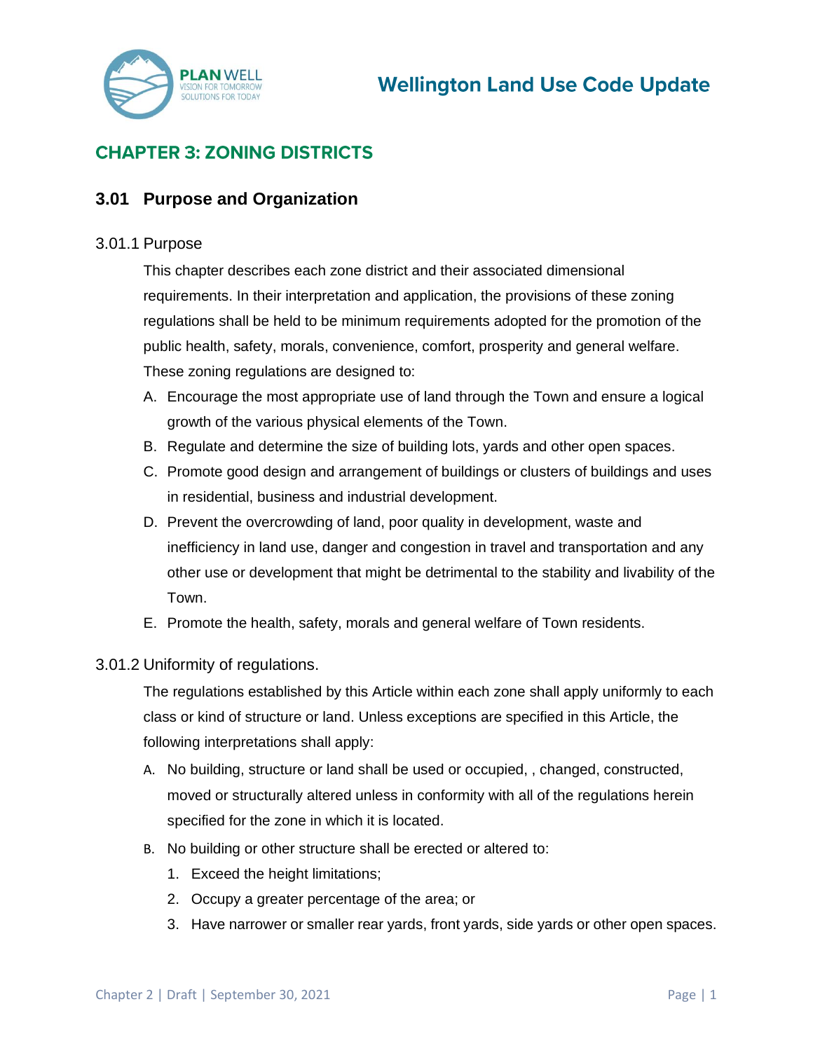# CHAPTER 3: ZONING DISTRICTS

## 3.01 Purpose and Organization

### 3.01.1 Purpose

This chapter describes each zone district and their associated dimensional requirements. In their interpretation and application, the provisions of these zoning regulations shall be held to be minimum requirements adopted for the promotion of the public health, safety, morals, convenience, comfort, prosperity and general welfare. These zoning regulations are designed to:

A. Encourage the most appropriate use of land through the Town and ensure a logical growth of the various physical elements of the Town.

B. Regulate and determine the size of building lots, yards and other open spaces.

C. Promote good design and arrangement of buildings or clusters of buildings and uses in residential, business and industrial development.

D. Prevent the overcrowding of land, poor quality in development, waste and inefficiency in land use, danger and congestion in travel and transportation and any other use or development that might be detrimental to the stability and livability of the Town.

E. Promote the health, safety, morals and general welfare of Town residents.

### 3.01.2 Uniformity of regulations.

The regulations established by this Article within each zone shall apply uniformly to each class or kind of structure or land. Unless exceptions are specified in this Article, the following interpretations shall apply:

A. No building, structure or land shall be used or occupied, , changed, constructed, moved or structurally altered unless in conformity with all of the regulations herein specified for the zone in which it is located.

B. No building or other structure shall be erected or altered to:

1. Exceed the height limitations;
2. Occupy a greater percentage of the area; or
3. Have narrower or smaller rear yards, front yards, side yards or other open spaces.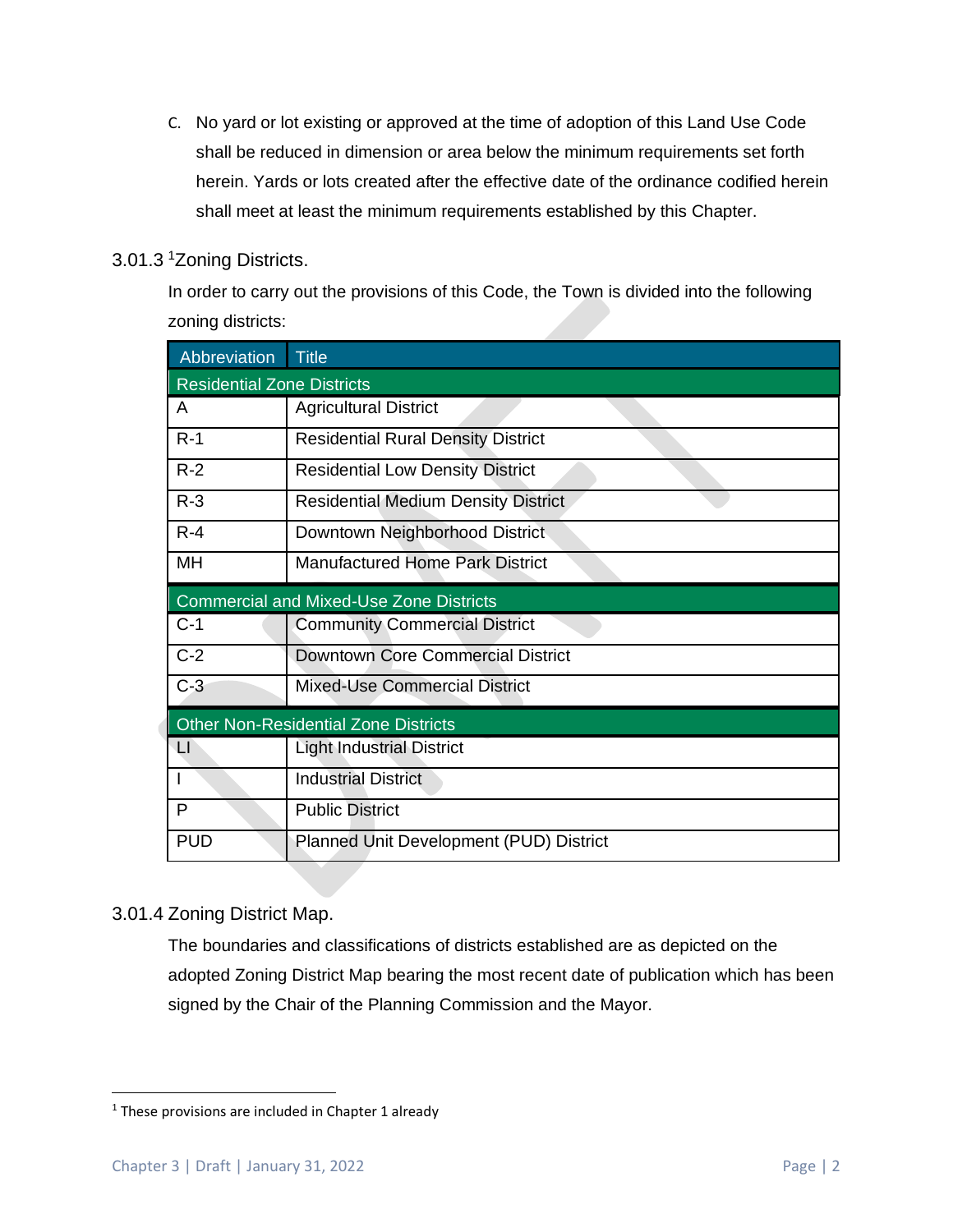C. No yard or lot existing or approved at the time of adoption of this Land Use Code shall be reduced in dimension or area below the minimum requirements set forth herein. Yards or lots created after the effective date of the ordinance codified herein shall meet at least the minimum requirements established by this Chapter.

### 3.01.3 [1]Zoning Districts.

In order to carry out the provisions of this Code, the Town is divided into the following zoning districts:

| Abbreviation | Title |
|---|---|
| **Residential Zone Districts** | |
| A | Agricultural District |
| R-1 | Residential Rural Density District |
| R-2 | Residential Low Density District |
| R-3 | Residential Medium Density District |
| R-4 | Downtown Neighborhood District |
| MH | Manufactured Home Park District |
| **Commercial and Mixed-Use Zone Districts** | |
| C-1 | Community Commercial District |
| C-2 | Downtown Core Commercial District |
| C-3 | Mixed-Use Commercial District |
| **Other Non-Residential Zone Districts** | |
| LI | Light Industrial District |
| I | Industrial District |
| P | Public District |
| PUD | Planned Unit Development (PUD) District |

### 3.01.4 Zoning District Map.

The boundaries and classifications of districts established are as depicted on the adopted Zoning District Map bearing the most recent date of publication which has been signed by the Chair of the Planning Commission and the Mayor.

---

[1] These provisions are included in Chapter 1 already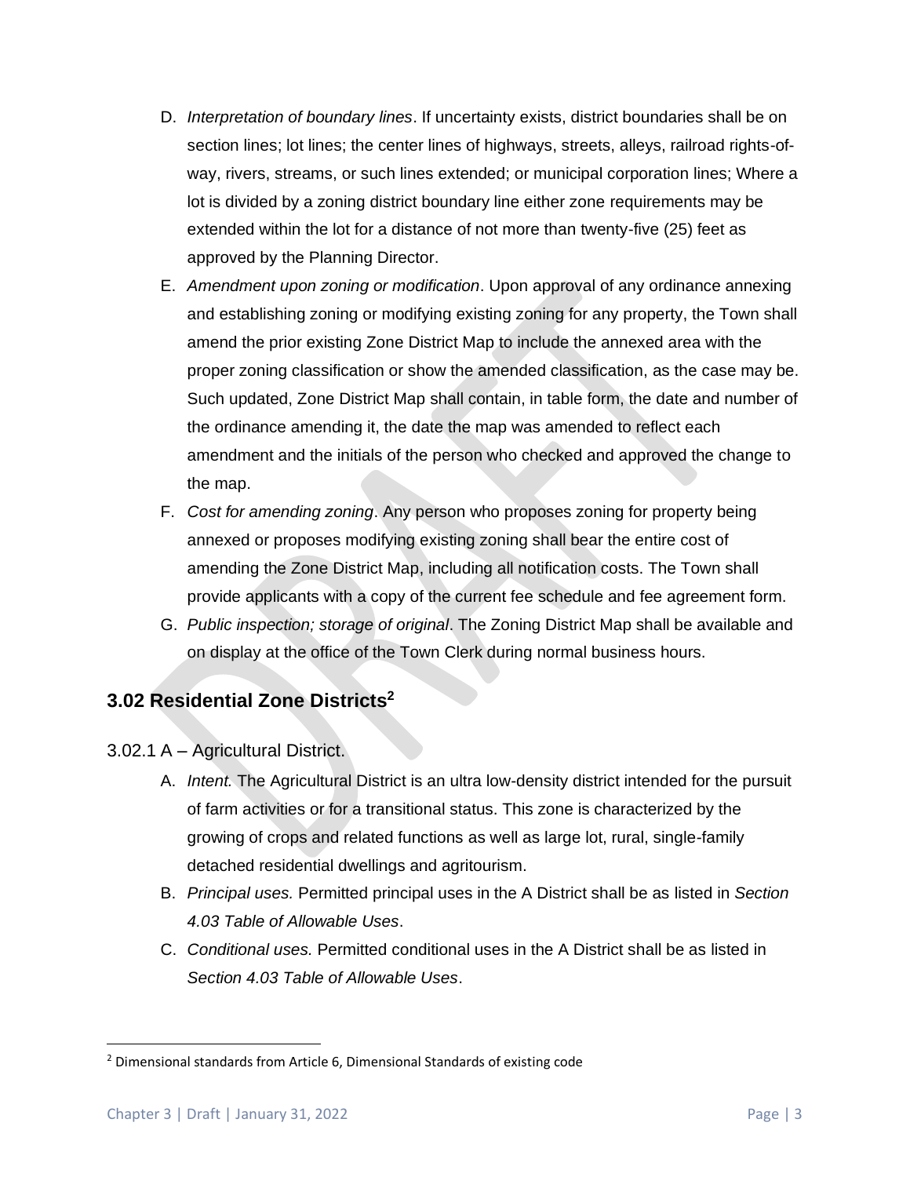D. *Interpretation of boundary lines*. If uncertainty exists, district boundaries shall be on section lines; lot lines; the center lines of highways, streets, alleys, railroad rights-of-way, rivers, streams, or such lines extended; or municipal corporation lines; Where a lot is divided by a zoning district boundary line either zone requirements may be extended within the lot for a distance of not more than twenty-five (25) feet as approved by the Planning Director.

E. *Amendment upon zoning or modification*. Upon approval of any ordinance annexing and establishing zoning or modifying existing zoning for any property, the Town shall amend the prior existing Zone District Map to include the annexed area with the proper zoning classification or show the amended classification, as the case may be. Such updated, Zone District Map shall contain, in table form, the date and number of the ordinance amending it, the date the map was amended to reflect each amendment and the initials of the person who checked and approved the change to the map.

F. *Cost for amending zoning*. Any person who proposes zoning for property being annexed or proposes modifying existing zoning shall bear the entire cost of amending the Zone District Map, including all notification costs. The Town shall provide applicants with a copy of the current fee schedule and fee agreement form.

G. *Public inspection; storage of original*. The Zoning District Map shall be available and on display at the office of the Town Clerk during normal business hours.

## 3.02 Residential Zone Districts[2]

### 3.02.1 A – Agricultural District.

A. *Intent.* The Agricultural District is an ultra low-density district intended for the pursuit of farm activities or for a transitional status. This zone is characterized by the growing of crops and related functions as well as large lot, rural, single-family detached residential dwellings and agritourism.

B. *Principal uses.* Permitted principal uses in the A District shall be as listed in *Section 4.03 Table of Allowable Uses*.

C. *Conditional uses.* Permitted conditional uses in the A District shall be as listed in *Section 4.03 Table of Allowable Uses*.

[2] Dimensional standards from Article 6, Dimensional Standards of existing code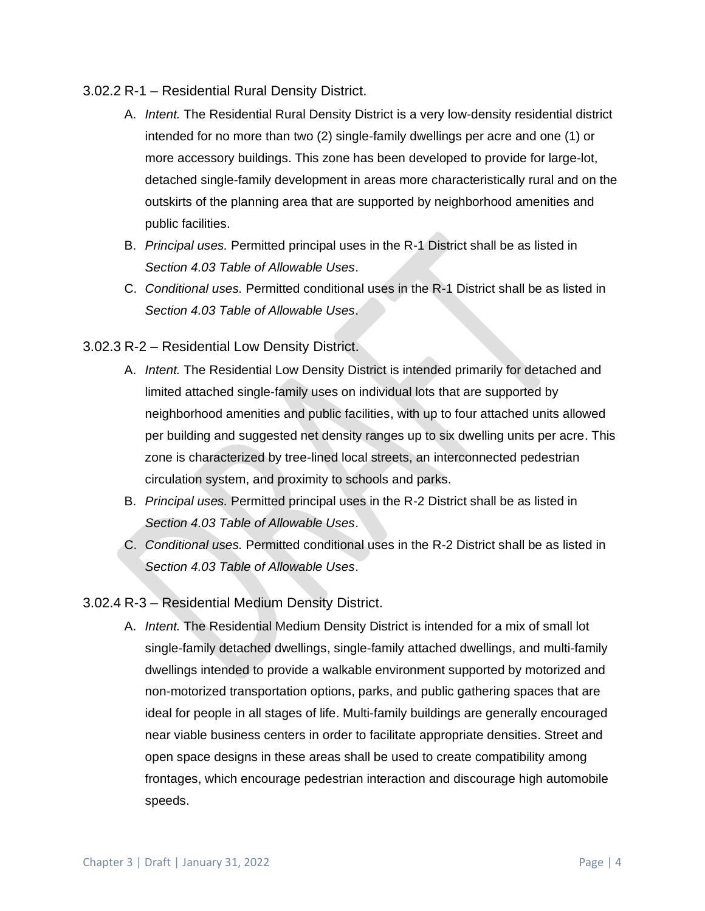### 3.02.2 R-1 – Residential Rural Density District.

A. *Intent.* The Residential Rural Density District is a very low-density residential district intended for no more than two (2) single-family dwellings per acre and one (1) or more accessory buildings. This zone has been developed to provide for large-lot, detached single-family development in areas more characteristically rural and on the outskirts of the planning area that are supported by neighborhood amenities and public facilities.

B. *Principal uses.* Permitted principal uses in the R-1 District shall be as listed in *Section 4.03 Table of Allowable Uses*.

C. *Conditional uses.* Permitted conditional uses in the R-1 District shall be as listed in *Section 4.03 Table of Allowable Uses*.

### 3.02.3 R-2 – Residential Low Density District.

A. *Intent.* The Residential Low Density District is intended primarily for detached and limited attached single-family uses on individual lots that are supported by neighborhood amenities and public facilities, with up to four attached units allowed per building and suggested net density ranges up to six dwelling units per acre. This zone is characterized by tree-lined local streets, an interconnected pedestrian circulation system, and proximity to schools and parks.

B. *Principal uses.* Permitted principal uses in the R-2 District shall be as listed in *Section 4.03 Table of Allowable Uses*.

C. *Conditional uses.* Permitted conditional uses in the R-2 District shall be as listed in *Section 4.03 Table of Allowable Uses*.

### 3.02.4 R-3 – Residential Medium Density District.

A. *Intent.* The Residential Medium Density District is intended for a mix of small lot single-family detached dwellings, single-family attached dwellings, and multi-family dwellings intended to provide a walkable environment supported by motorized and non-motorized transportation options, parks, and public gathering spaces that are ideal for people in all stages of life. Multi-family buildings are generally encouraged near viable business centers in order to facilitate appropriate densities. Street and open space designs in these areas shall be used to create compatibility among frontages, which encourage pedestrian interaction and discourage high automobile speeds.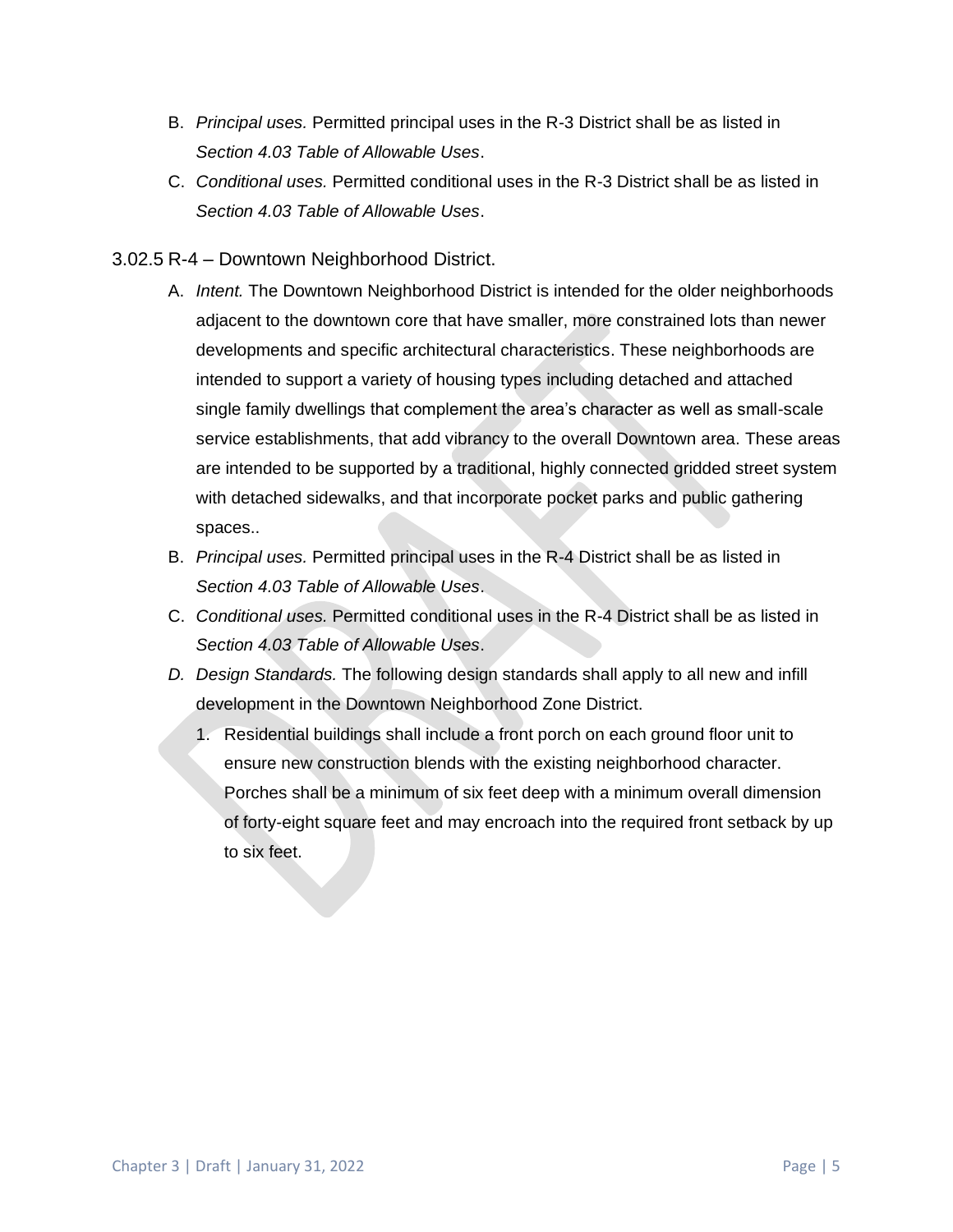B. *Principal uses.* Permitted principal uses in the R-3 District shall be as listed in *Section 4.03 Table of Allowable Uses*.

C. *Conditional uses.* Permitted conditional uses in the R-3 District shall be as listed in *Section 4.03 Table of Allowable Uses*.

### 3.02.5 R-4 – Downtown Neighborhood District.

A. *Intent.* The Downtown Neighborhood District is intended for the older neighborhoods adjacent to the downtown core that have smaller, more constrained lots than newer developments and specific architectural characteristics. These neighborhoods are intended to support a variety of housing types including detached and attached single family dwellings that complement the area's character as well as small-scale service establishments, that add vibrancy to the overall Downtown area. These areas are intended to be supported by a traditional, highly connected gridded street system with detached sidewalks, and that incorporate pocket parks and public gathering spaces..

B. *Principal uses.* Permitted principal uses in the R-4 District shall be as listed in *Section 4.03 Table of Allowable Uses*.

C. *Conditional uses.* Permitted conditional uses in the R-4 District shall be as listed in *Section 4.03 Table of Allowable Uses*.

*D. Design Standards.* The following design standards shall apply to all new and infill development in the Downtown Neighborhood Zone District.

1. Residential buildings shall include a front porch on each ground floor unit to ensure new construction blends with the existing neighborhood character. Porches shall be a minimum of six feet deep with a minimum overall dimension of forty-eight square feet and may encroach into the required front setback by up to six feet.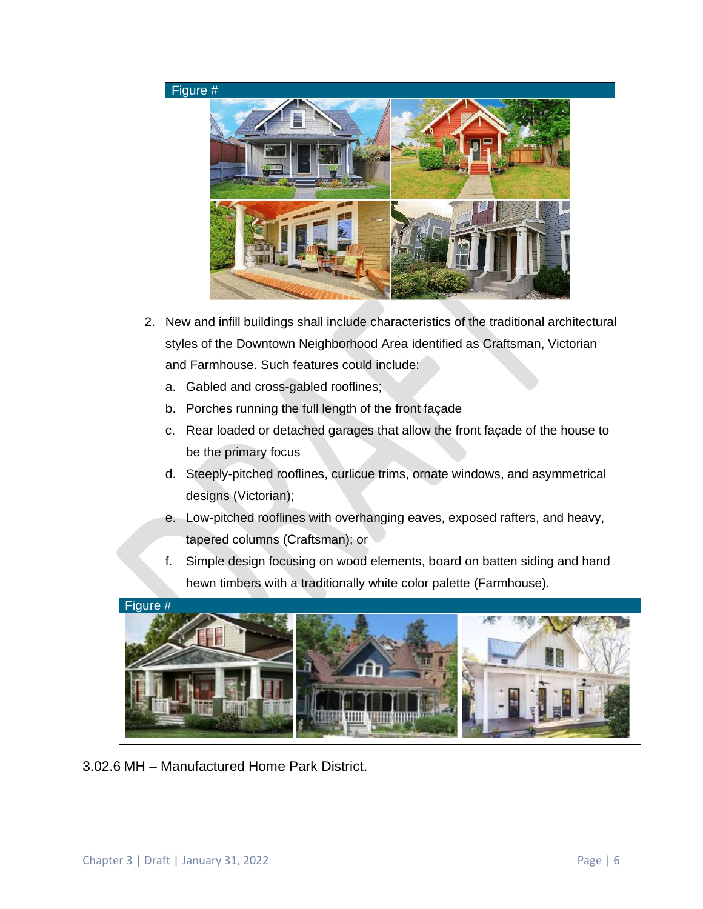Figure #

2. New and infill buildings shall include characteristics of the traditional architectural styles of the Downtown Neighborhood Area identified as Craftsman, Victorian and Farmhouse. Such features could include:
   a. Gabled and cross-gabled rooflines;
   b. Porches running the full length of the front façade
   c. Rear loaded or detached garages that allow the front façade of the house to be the primary focus
   d. Steeply-pitched rooflines, curlicue trims, ornate windows, and asymmetrical designs (Victorian);
   e. Low-pitched rooflines with overhanging eaves, exposed rafters, and heavy, tapered columns (Craftsman); or
   f. Simple design focusing on wood elements, board on batten siding and hand hewn timbers with a traditionally white color palette (Farmhouse).

Figure #

3.02.6 MH – Manufactured Home Park District.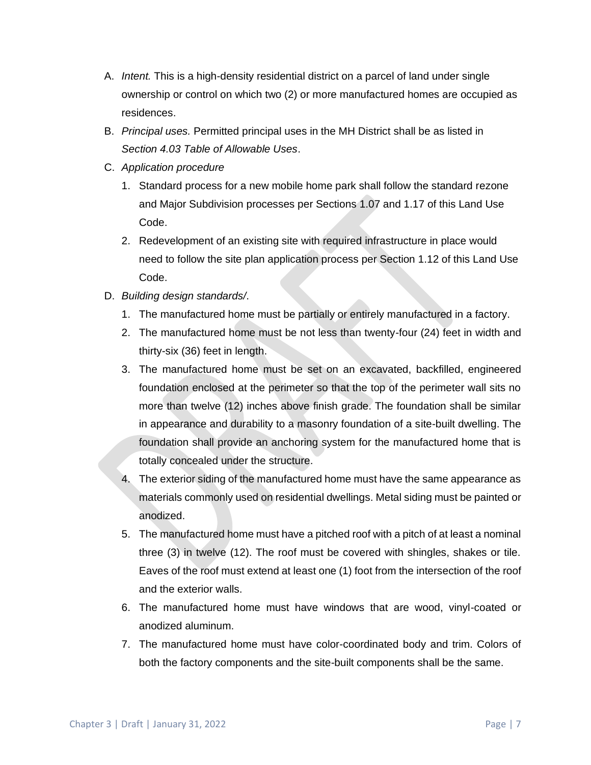A. *Intent.* This is a high-density residential district on a parcel of land under single ownership or control on which two (2) or more manufactured homes are occupied as residences.

B. *Principal uses.* Permitted principal uses in the MH District shall be as listed in *Section 4.03 Table of Allowable Uses*.

C. *Application procedure*

   1. Standard process for a new mobile home park shall follow the standard rezone and Major Subdivision processes per Sections 1.07 and 1.17 of this Land Use Code.
   2. Redevelopment of an existing site with required infrastructure in place would need to follow the site plan application process per Section 1.12 of this Land Use Code.

D. *Building design standards/.*

   1. The manufactured home must be partially or entirely manufactured in a factory.
   2. The manufactured home must be not less than twenty-four (24) feet in width and thirty-six (36) feet in length.
   3. The manufactured home must be set on an excavated, backfilled, engineered foundation enclosed at the perimeter so that the top of the perimeter wall sits no more than twelve (12) inches above finish grade. The foundation shall be similar in appearance and durability to a masonry foundation of a site-built dwelling. The foundation shall provide an anchoring system for the manufactured home that is totally concealed under the structure.
   4. The exterior siding of the manufactured home must have the same appearance as materials commonly used on residential dwellings. Metal siding must be painted or anodized.
   5. The manufactured home must have a pitched roof with a pitch of at least a nominal three (3) in twelve (12). The roof must be covered with shingles, shakes or tile. Eaves of the roof must extend at least one (1) foot from the intersection of the roof and the exterior walls.
   6. The manufactured home must have windows that are wood, vinyl-coated or anodized aluminum.
   7. The manufactured home must have color-coordinated body and trim. Colors of both the factory components and the site-built components shall be the same.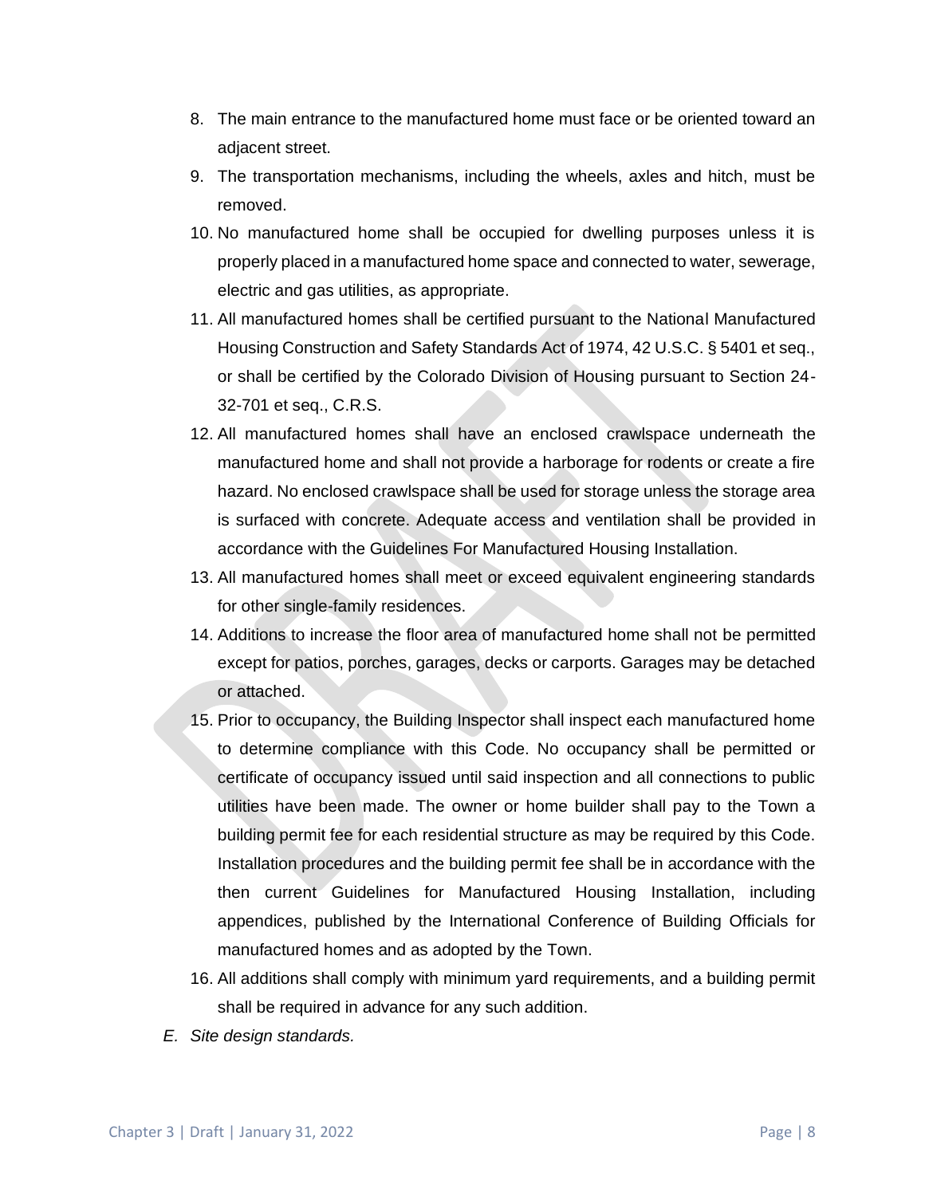8. The main entrance to the manufactured home must face or be oriented toward an adjacent street.
9. The transportation mechanisms, including the wheels, axles and hitch, must be removed.
10. No manufactured home shall be occupied for dwelling purposes unless it is properly placed in a manufactured home space and connected to water, sewerage, electric and gas utilities, as appropriate.
11. All manufactured homes shall be certified pursuant to the National Manufactured Housing Construction and Safety Standards Act of 1974, 42 U.S.C. § 5401 et seq., or shall be certified by the Colorado Division of Housing pursuant to Section 24-32-701 et seq., C.R.S.
12. All manufactured homes shall have an enclosed crawlspace underneath the manufactured home and shall not provide a harborage for rodents or create a fire hazard. No enclosed crawlspace shall be used for storage unless the storage area is surfaced with concrete. Adequate access and ventilation shall be provided in accordance with the Guidelines For Manufactured Housing Installation.
13. All manufactured homes shall meet or exceed equivalent engineering standards for other single-family residences.
14. Additions to increase the floor area of manufactured home shall not be permitted except for patios, porches, garages, decks or carports. Garages may be detached or attached.
15. Prior to occupancy, the Building Inspector shall inspect each manufactured home to determine compliance with this Code. No occupancy shall be permitted or certificate of occupancy issued until said inspection and all connections to public utilities have been made. The owner or home builder shall pay to the Town a building permit fee for each residential structure as may be required by this Code. Installation procedures and the building permit fee shall be in accordance with the then current Guidelines for Manufactured Housing Installation, including appendices, published by the International Conference of Building Officials for manufactured homes and as adopted by the Town.
16. All additions shall comply with minimum yard requirements, and a building permit shall be required in advance for any such addition.

E. *Site design standards.*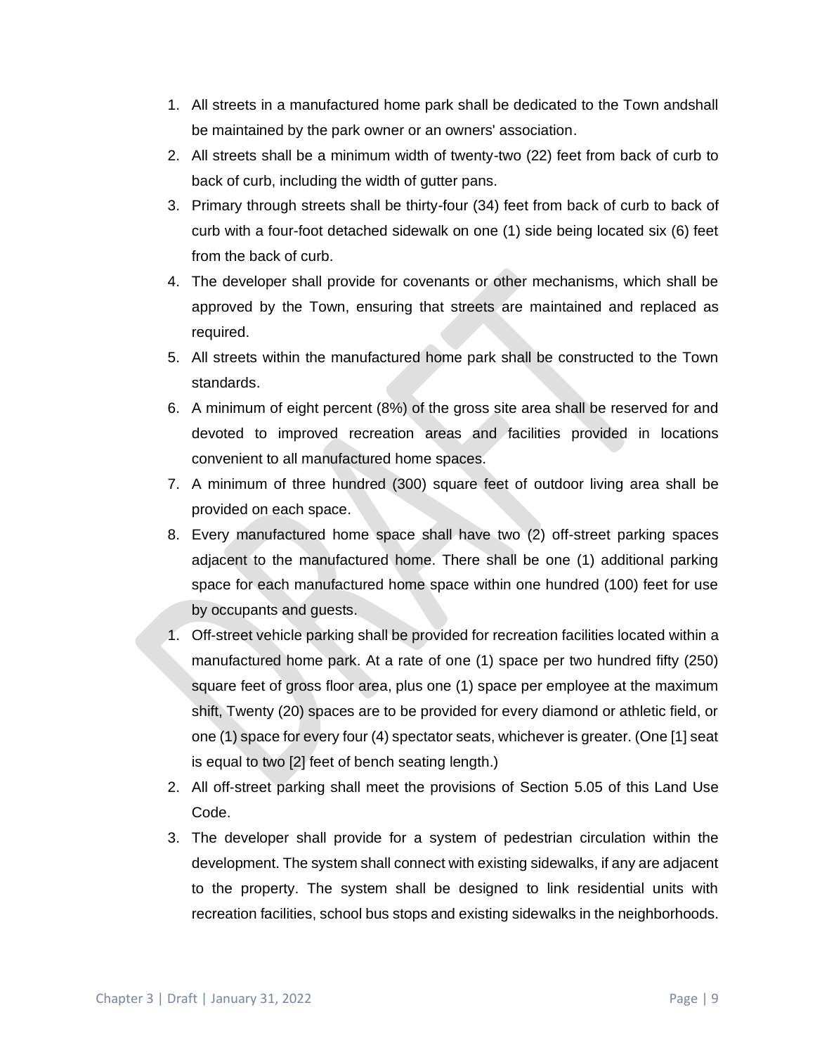1. All streets in a manufactured home park shall be dedicated to the Town andshall be maintained by the park owner or an owners' association.
2. All streets shall be a minimum width of twenty-two (22) feet from back of curb to back of curb, including the width of gutter pans.
3. Primary through streets shall be thirty-four (34) feet from back of curb to back of curb with a four-foot detached sidewalk on one (1) side being located six (6) feet from the back of curb.
4. The developer shall provide for covenants or other mechanisms, which shall be approved by the Town, ensuring that streets are maintained and replaced as required.
5. All streets within the manufactured home park shall be constructed to the Town standards.
6. A minimum of eight percent (8%) of the gross site area shall be reserved for and devoted to improved recreation areas and facilities provided in locations convenient to all manufactured home spaces.
7. A minimum of three hundred (300) square feet of outdoor living area shall be provided on each space.
8. Every manufactured home space shall have two (2) off-street parking spaces adjacent to the manufactured home. There shall be one (1) additional parking space for each manufactured home space within one hundred (100) feet for use by occupants and guests.

1. Off-street vehicle parking shall be provided for recreation facilities located within a manufactured home park. At a rate of one (1) space per two hundred fifty (250) square feet of gross floor area, plus one (1) space per employee at the maximum shift, Twenty (20) spaces are to be provided for every diamond or athletic field, or one (1) space for every four (4) spectator seats, whichever is greater. (One [1] seat is equal to two [2] feet of bench seating length.)
2. All off-street parking shall meet the provisions of Section 5.05 of this Land Use Code.
3. The developer shall provide for a system of pedestrian circulation within the development. The system shall connect with existing sidewalks, if any are adjacent to the property. The system shall be designed to link residential units with recreation facilities, school bus stops and existing sidewalks in the neighborhoods.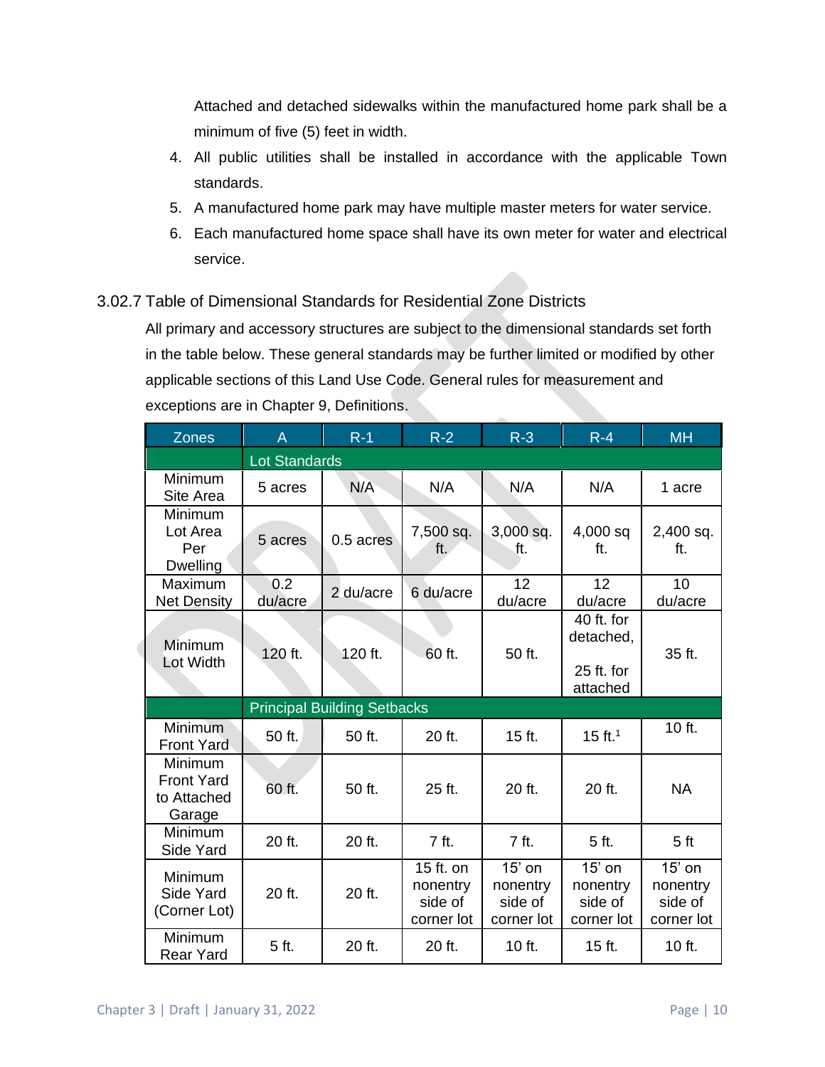Attached and detached sidewalks within the manufactured home park shall be a minimum of five (5) feet in width.

4. All public utilities shall be installed in accordance with the applicable Town standards.
5. A manufactured home park may have multiple master meters for water service.
6. Each manufactured home space shall have its own meter for water and electrical service.

### 3.02.7 Table of Dimensional Standards for Residential Zone Districts

All primary and accessory structures are subject to the dimensional standards set forth in the table below. These general standards may be further limited or modified by other applicable sections of this Land Use Code. General rules for measurement and exceptions are in Chapter 9, Definitions.

| Zones | A | R-1 | R-2 | R-3 | R-4 | MH |
|---|---|---|---|---|---|---|
| | Lot Standards | | | | | |
| Minimum Site Area | 5 acres | N/A | N/A | N/A | N/A | 1 acre |
| Minimum Lot Area Per Dwelling | 5 acres | 0.5 acres | 7,500 sq. ft. | 3,000 sq. ft. | 4,000 sq ft. | 2,400 sq. ft. |
| Maximum Net Density | 0.2 du/acre | 2 du/acre | 6 du/acre | 12 du/acre | 12 du/acre | 10 du/acre |
| Minimum Lot Width | 120 ft. | 120 ft. | 60 ft. | 50 ft. | 40 ft. for detached, 25 ft. for attached | 35 ft. |
| | Principal Building Setbacks | | | | | |
| Minimum Front Yard | 50 ft. | 50 ft. | 20 ft. | 15 ft. | 15 ft.[1] | 10 ft. |
| Minimum Front Yard to Attached Garage | 60 ft. | 50 ft. | 25 ft. | 20 ft. | 20 ft. | NA |
| Minimum Side Yard | 20 ft. | 20 ft. | 7 ft. | 7 ft. | 5 ft. | 5 ft |
| Minimum Side Yard (Corner Lot) | 20 ft. | 20 ft. | 15 ft. on nonentry side of corner lot | 15' on nonentry side of corner lot | 15' on nonentry side of corner lot | 15' on nonentry side of corner lot |
| Minimum Rear Yard | 5 ft. | 20 ft. | 20 ft. | 10 ft. | 15 ft. | 10 ft. |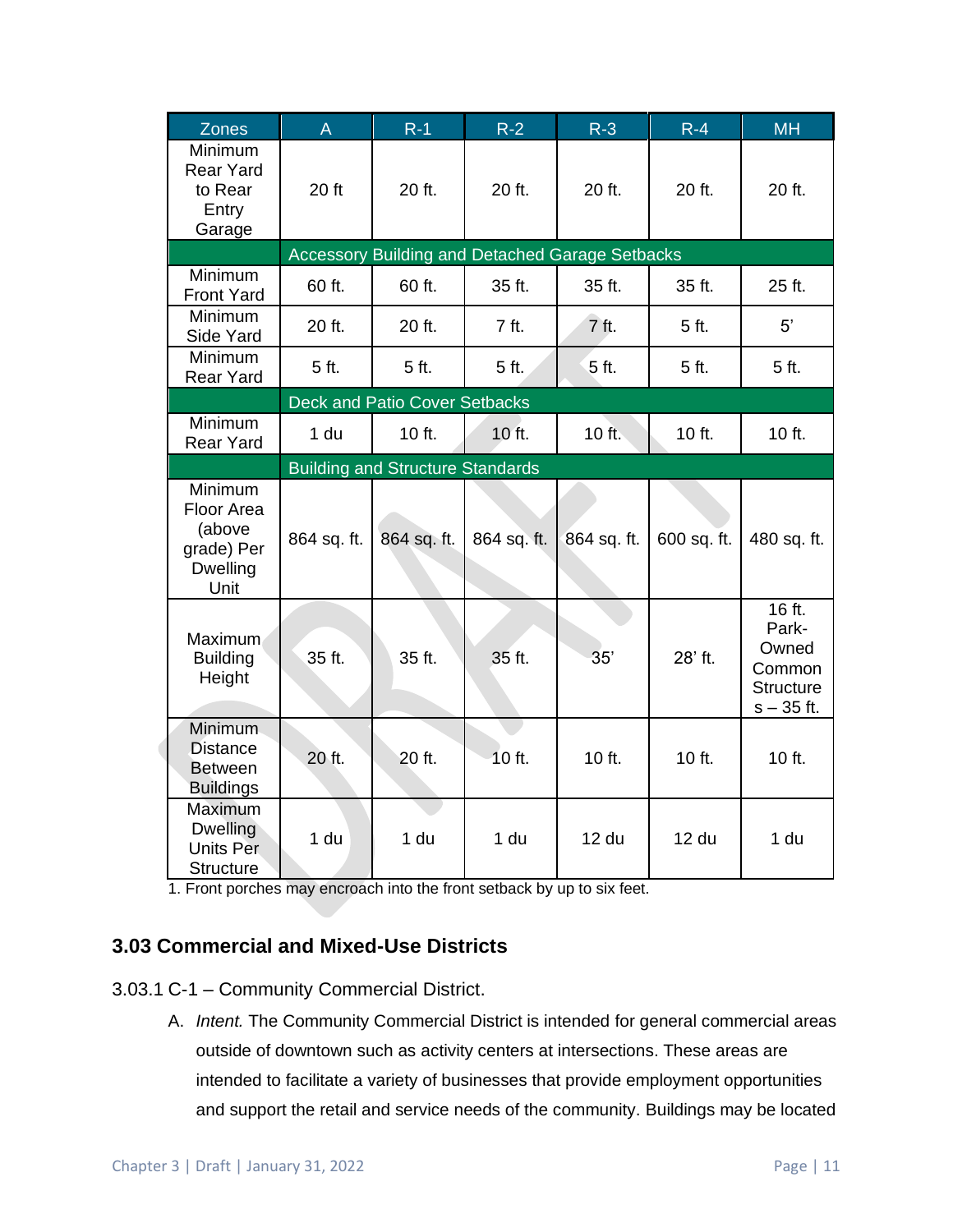| Zones | A | R-1 | R-2 | R-3 | R-4 | MH |
|---|---|---|---|---|---|---|
| Minimum Rear Yard to Rear Entry Garage | 20 ft | 20 ft. | 20 ft. | 20 ft. | 20 ft. | 20 ft. |
| | Accessory Building and Detached Garage Setbacks | | | | | |
| Minimum Front Yard | 60 ft. | 60 ft. | 35 ft. | 35 ft. | 35 ft. | 25 ft. |
| Minimum Side Yard | 20 ft. | 20 ft. | 7 ft. | 7 ft. | 5 ft. | 5' |
| Minimum Rear Yard | 5 ft. | 5 ft. | 5 ft. | 5 ft. | 5 ft. | 5 ft. |
| | Deck and Patio Cover Setbacks | | | | | |
| Minimum Rear Yard | 1 du | 10 ft. | 10 ft. | 10 ft. | 10 ft. | 10 ft. |
| | Building and Structure Standards | | | | | |
| Minimum Floor Area (above grade) Per Dwelling Unit | 864 sq. ft. | 864 sq. ft. | 864 sq. ft. | 864 sq. ft. | 600 sq. ft. | 480 sq. ft. |
| Maximum Building Height | 35 ft. | 35 ft. | 35 ft. | 35' | 28' ft. | 16 ft. Park-Owned Common Structures – 35 ft. |
| Minimum Distance Between Buildings | 20 ft. | 20 ft. | 10 ft. | 10 ft. | 10 ft. | 10 ft. |
| Maximum Dwelling Units Per Structure | 1 du | 1 du | 1 du | 12 du | 12 du | 1 du |

1. Front porches may encroach into the front setback by up to six feet.

## 3.03 Commercial and Mixed-Use Districts

3.03.1 C-1 – Community Commercial District.

A. *Intent.* The Community Commercial District is intended for general commercial areas outside of downtown such as activity centers at intersections. These areas are intended to facilitate a variety of businesses that provide employment opportunities and support the retail and service needs of the community. Buildings may be located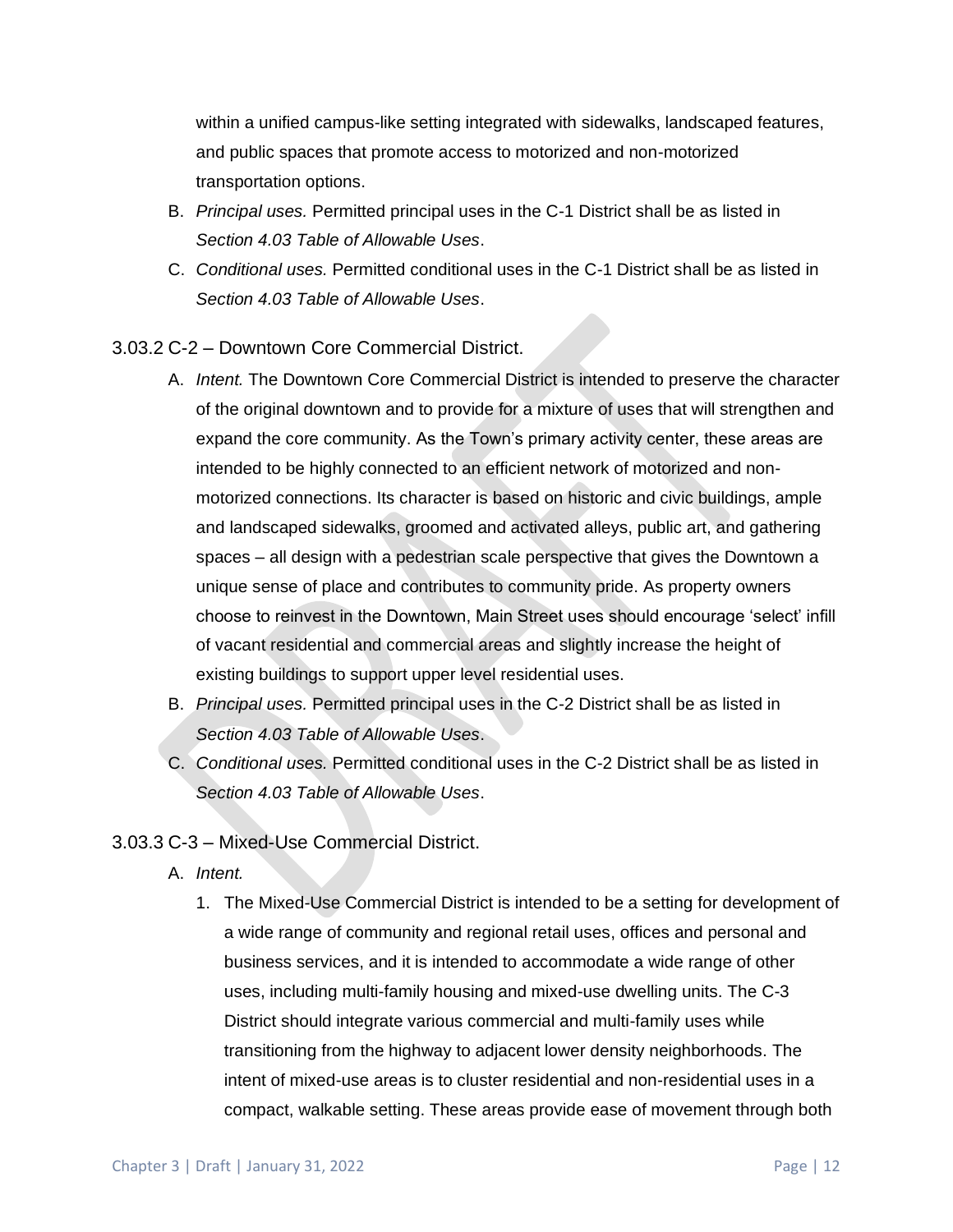within a unified campus-like setting integrated with sidewalks, landscaped features, and public spaces that promote access to motorized and non-motorized transportation options.

B. *Principal uses.* Permitted principal uses in the C-1 District shall be as listed in *Section 4.03 Table of Allowable Uses*.

C. *Conditional uses.* Permitted conditional uses in the C-1 District shall be as listed in *Section 4.03 Table of Allowable Uses*.

### 3.03.2 C-2 – Downtown Core Commercial District.

A. *Intent.* The Downtown Core Commercial District is intended to preserve the character of the original downtown and to provide for a mixture of uses that will strengthen and expand the core community. As the Town's primary activity center, these areas are intended to be highly connected to an efficient network of motorized and non-motorized connections. Its character is based on historic and civic buildings, ample and landscaped sidewalks, groomed and activated alleys, public art, and gathering spaces – all design with a pedestrian scale perspective that gives the Downtown a unique sense of place and contributes to community pride. As property owners choose to reinvest in the Downtown, Main Street uses should encourage 'select' infill of vacant residential and commercial areas and slightly increase the height of existing buildings to support upper level residential uses.

B. *Principal uses.* Permitted principal uses in the C-2 District shall be as listed in *Section 4.03 Table of Allowable Uses*.

C. *Conditional uses.* Permitted conditional uses in the C-2 District shall be as listed in *Section 4.03 Table of Allowable Uses*.

### 3.03.3 C-3 – Mixed-Use Commercial District.

A. *Intent.*

1. The Mixed-Use Commercial District is intended to be a setting for development of a wide range of community and regional retail uses, offices and personal and business services, and it is intended to accommodate a wide range of other uses, including multi-family housing and mixed-use dwelling units. The C-3 District should integrate various commercial and multi-family uses while transitioning from the highway to adjacent lower density neighborhoods. The intent of mixed-use areas is to cluster residential and non-residential uses in a compact, walkable setting. These areas provide ease of movement through both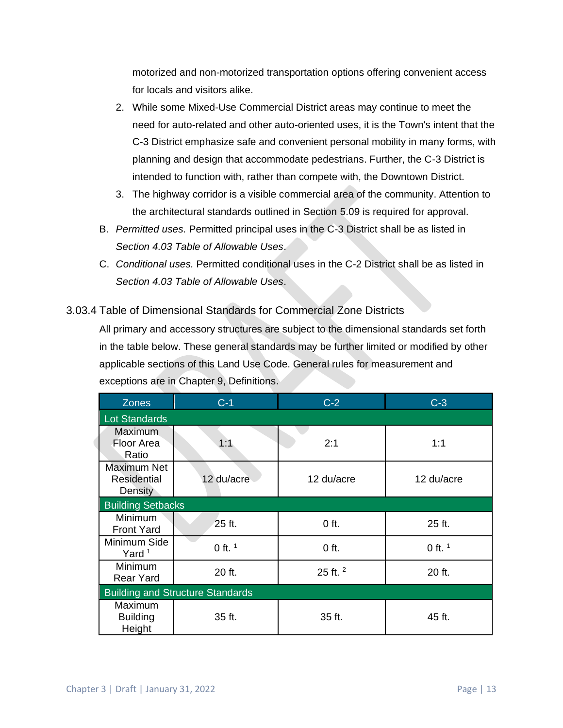motorized and non-motorized transportation options offering convenient access for locals and visitors alike.

2. While some Mixed-Use Commercial District areas may continue to meet the need for auto-related and other auto-oriented uses, it is the Town's intent that the C-3 District emphasize safe and convenient personal mobility in many forms, with planning and design that accommodate pedestrians. Further, the C-3 District is intended to function with, rather than compete with, the Downtown District.
3. The highway corridor is a visible commercial area of the community. Attention to the architectural standards outlined in Section 5.09 is required for approval.

B. *Permitted uses.* Permitted principal uses in the C-3 District shall be as listed in *Section 4.03 Table of Allowable Uses*.

C. *Conditional uses.* Permitted conditional uses in the C-2 District shall be as listed in *Section 4.03 Table of Allowable Uses*.

### 3.03.4 Table of Dimensional Standards for Commercial Zone Districts

All primary and accessory structures are subject to the dimensional standards set forth in the table below. These general standards may be further limited or modified by other applicable sections of this Land Use Code. General rules for measurement and exceptions are in Chapter 9, Definitions.

| Zones | C-1 | C-2 | C-3 |
|---|---|---|---|
| Lot Standards | | | |
| Maximum Floor Area Ratio | 1:1 | 2:1 | 1:1 |
| Maximum Net Residential Density | 12 du/acre | 12 du/acre | 12 du/acre |
| Building Setbacks | | | |
| Minimum Front Yard | 25 ft. | 0 ft. | 25 ft. |
| Minimum Side Yard [1] | 0 ft. [1] | 0 ft. | 0 ft. [1] |
| Minimum Rear Yard | 20 ft. | 25 ft. [2] | 20 ft. |
| Building and Structure Standards | | | |
| Maximum Building Height | 35 ft. | 35 ft. | 45 ft. |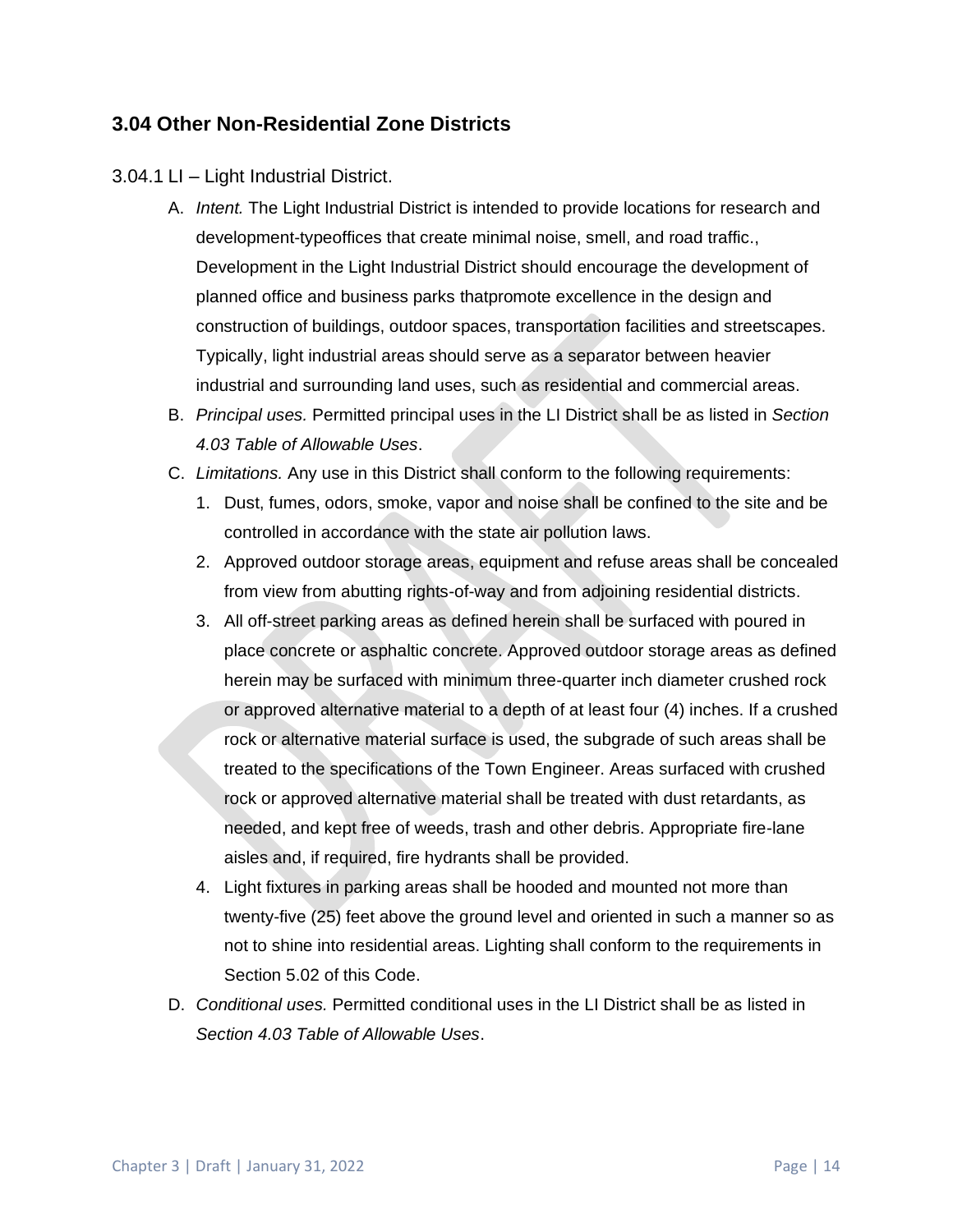## 3.04 Other Non-Residential Zone Districts

3.04.1 LI – Light Industrial District.

A. *Intent.* The Light Industrial District is intended to provide locations for research and development-typeoffices that create minimal noise, smell, and road traffic., Development in the Light Industrial District should encourage the development of planned office and business parks thatpromote excellence in the design and construction of buildings, outdoor spaces, transportation facilities and streetscapes. Typically, light industrial areas should serve as a separator between heavier industrial and surrounding land uses, such as residential and commercial areas.

B. *Principal uses.* Permitted principal uses in the LI District shall be as listed in *Section 4.03 Table of Allowable Uses*.

C. *Limitations.* Any use in this District shall conform to the following requirements:

1. Dust, fumes, odors, smoke, vapor and noise shall be confined to the site and be controlled in accordance with the state air pollution laws.
2. Approved outdoor storage areas, equipment and refuse areas shall be concealed from view from abutting rights-of-way and from adjoining residential districts.
3. All off-street parking areas as defined herein shall be surfaced with poured in place concrete or asphaltic concrete. Approved outdoor storage areas as defined herein may be surfaced with minimum three-quarter inch diameter crushed rock or approved alternative material to a depth of at least four (4) inches. If a crushed rock or alternative material surface is used, the subgrade of such areas shall be treated to the specifications of the Town Engineer. Areas surfaced with crushed rock or approved alternative material shall be treated with dust retardants, as needed, and kept free of weeds, trash and other debris. Appropriate fire-lane aisles and, if required, fire hydrants shall be provided.
4. Light fixtures in parking areas shall be hooded and mounted not more than twenty-five (25) feet above the ground level and oriented in such a manner so as not to shine into residential areas. Lighting shall conform to the requirements in Section 5.02 of this Code.

D. *Conditional uses.* Permitted conditional uses in the LI District shall be as listed in *Section 4.03 Table of Allowable Uses*.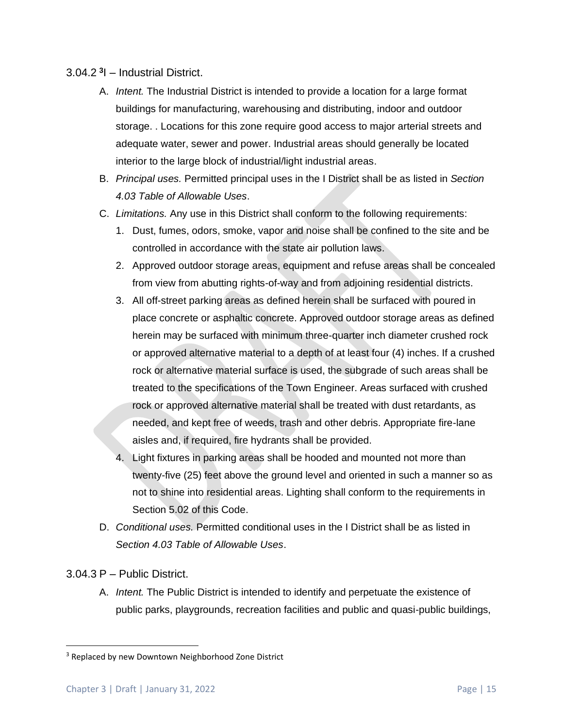### 3.04.2 [3]I – Industrial District.

A. *Intent.* The Industrial District is intended to provide a location for a large format buildings for manufacturing, warehousing and distributing, indoor and outdoor storage. . Locations for this zone require good access to major arterial streets and adequate water, sewer and power. Industrial areas should generally be located interior to the large block of industrial/light industrial areas.

B. *Principal uses.* Permitted principal uses in the I District shall be as listed in *Section 4.03 Table of Allowable Uses*.

C. *Limitations.* Any use in this District shall conform to the following requirements:

   1. Dust, fumes, odors, smoke, vapor and noise shall be confined to the site and be controlled in accordance with the state air pollution laws.
   2. Approved outdoor storage areas, equipment and refuse areas shall be concealed from view from abutting rights-of-way and from adjoining residential districts.
   3. All off-street parking areas as defined herein shall be surfaced with poured in place concrete or asphaltic concrete. Approved outdoor storage areas as defined herein may be surfaced with minimum three-quarter inch diameter crushed rock or approved alternative material to a depth of at least four (4) inches. If a crushed rock or alternative material surface is used, the subgrade of such areas shall be treated to the specifications of the Town Engineer. Areas surfaced with crushed rock or approved alternative material shall be treated with dust retardants, as needed, and kept free of weeds, trash and other debris. Appropriate fire-lane aisles and, if required, fire hydrants shall be provided.
   4. Light fixtures in parking areas shall be hooded and mounted not more than twenty-five (25) feet above the ground level and oriented in such a manner so as not to shine into residential areas. Lighting shall conform to the requirements in Section 5.02 of this Code.

D. *Conditional uses.* Permitted conditional uses in the I District shall be as listed in *Section 4.03 Table of Allowable Uses*.

### 3.04.3 P – Public District.

A. *Intent.* The Public District is intended to identify and perpetuate the existence of public parks, playgrounds, recreation facilities and public and quasi-public buildings,

---

[3] Replaced by new Downtown Neighborhood Zone District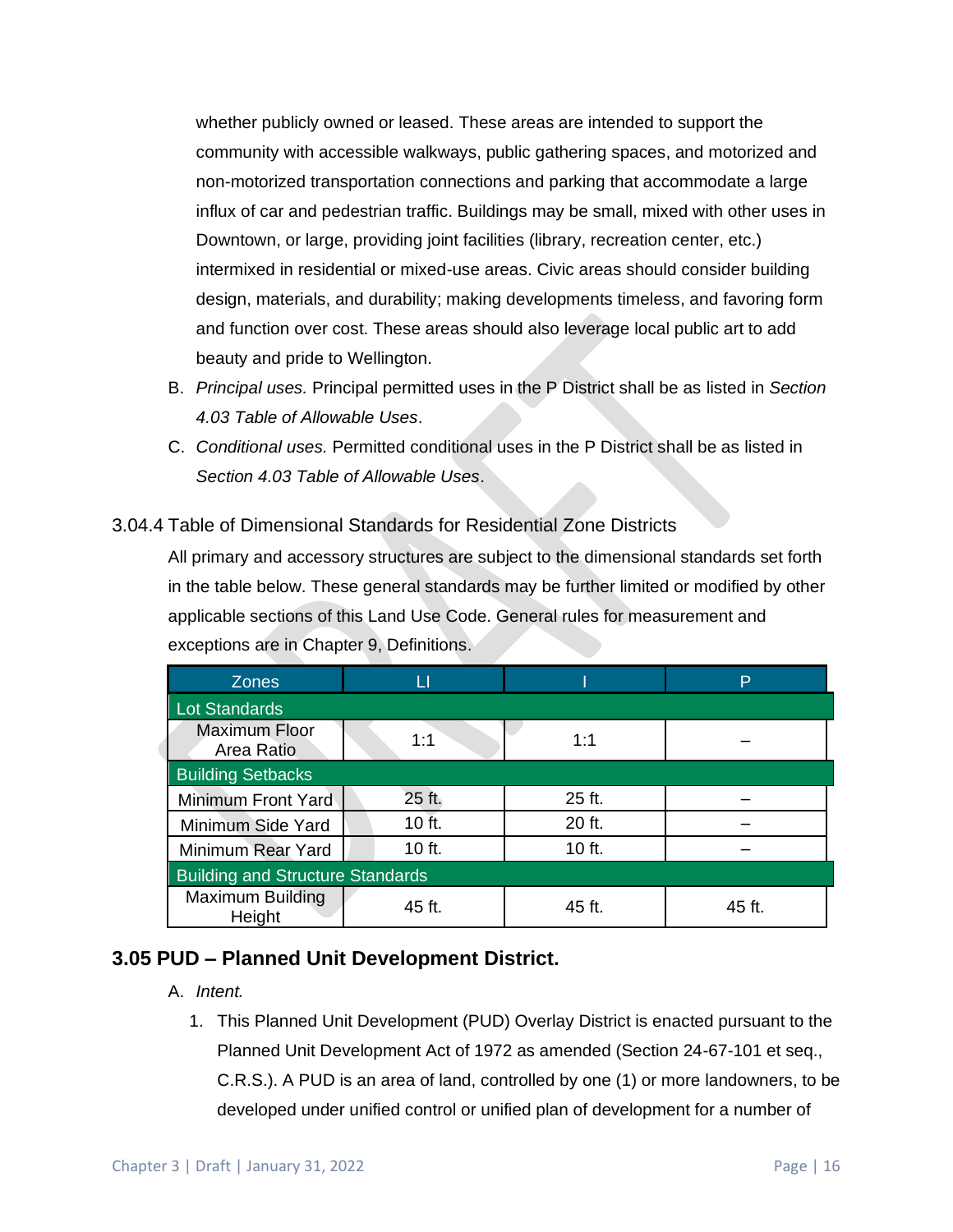whether publicly owned or leased. These areas are intended to support the community with accessible walkways, public gathering spaces, and motorized and non-motorized transportation connections and parking that accommodate a large influx of car and pedestrian traffic. Buildings may be small, mixed with other uses in Downtown, or large, providing joint facilities (library, recreation center, etc.) intermixed in residential or mixed-use areas. Civic areas should consider building design, materials, and durability; making developments timeless, and favoring form and function over cost. These areas should also leverage local public art to add beauty and pride to Wellington.

B. *Principal uses.* Principal permitted uses in the P District shall be as listed in *Section 4.03 Table of Allowable Uses*.

C. *Conditional uses.* Permitted conditional uses in the P District shall be as listed in *Section 4.03 Table of Allowable Uses*.

### 3.04.4 Table of Dimensional Standards for Residential Zone Districts

All primary and accessory structures are subject to the dimensional standards set forth in the table below. These general standards may be further limited or modified by other applicable sections of this Land Use Code. General rules for measurement and exceptions are in Chapter 9, Definitions.

| Zones | LI | I | P |
|---|---|---|---|
| **Lot Standards** | | | |
| Maximum Floor Area Ratio | 1:1 | 1:1 | – |
| **Building Setbacks** | | | |
| Minimum Front Yard | 25 ft. | 25 ft. | – |
| Minimum Side Yard | 10 ft. | 20 ft. | – |
| Minimum Rear Yard | 10 ft. | 10 ft. | – |
| **Building and Structure Standards** | | | |
| Maximum Building Height | 45 ft. | 45 ft. | 45 ft. |

## 3.05 PUD – Planned Unit Development District.

A. *Intent.*

1. This Planned Unit Development (PUD) Overlay District is enacted pursuant to the Planned Unit Development Act of 1972 as amended (Section 24-67-101 et seq., C.R.S.). A PUD is an area of land, controlled by one (1) or more landowners, to be developed under unified control or unified plan of development for a number of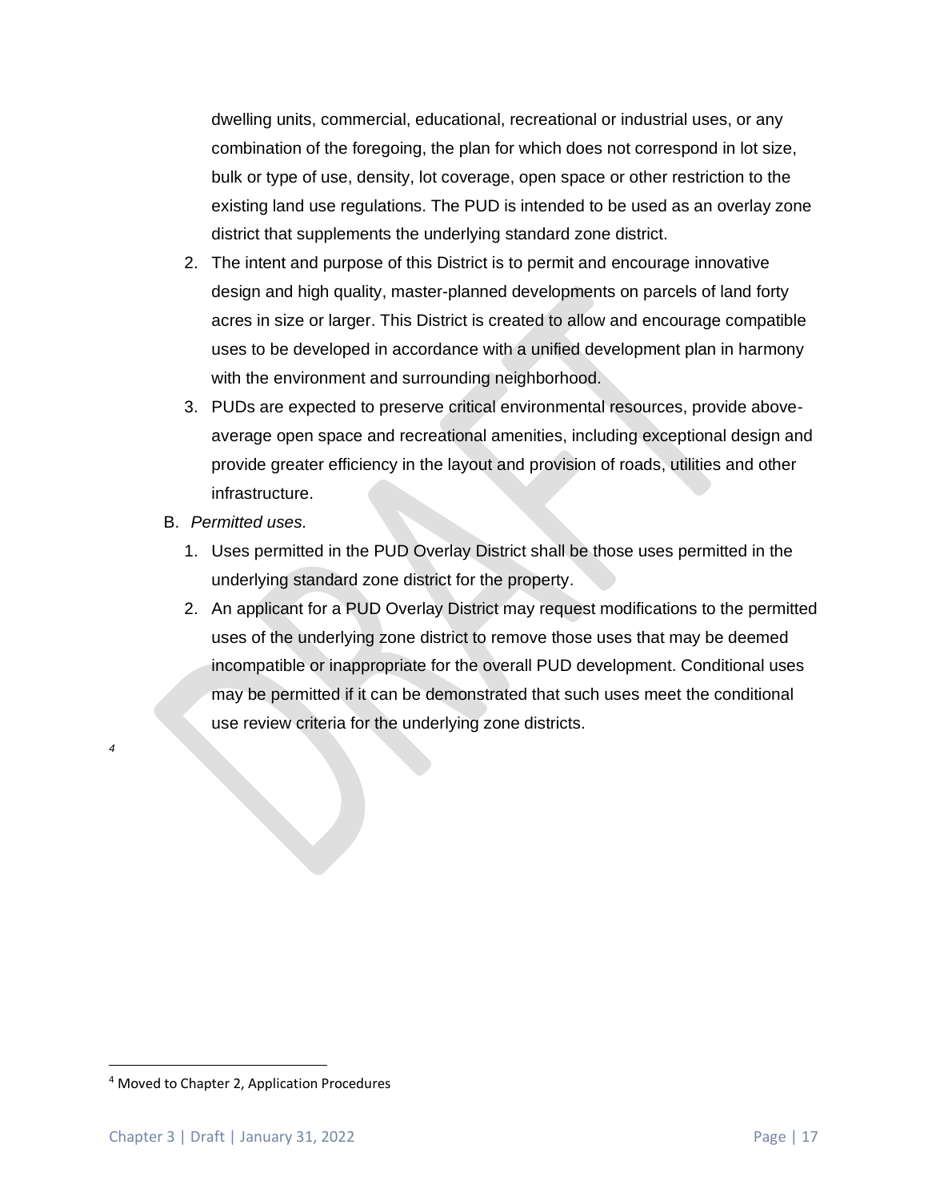dwelling units, commercial, educational, recreational or industrial uses, or any combination of the foregoing, the plan for which does not correspond in lot size, bulk or type of use, density, lot coverage, open space or other restriction to the existing land use regulations. The PUD is intended to be used as an overlay zone district that supplements the underlying standard zone district.

2. The intent and purpose of this District is to permit and encourage innovative design and high quality, master-planned developments on parcels of land forty acres in size or larger. This District is created to allow and encourage compatible uses to be developed in accordance with a unified development plan in harmony with the environment and surrounding neighborhood.
3. PUDs are expected to preserve critical environmental resources, provide above-average open space and recreational amenities, including exceptional design and provide greater efficiency in the layout and provision of roads, utilities and other infrastructure.

B. *Permitted uses.*

1. Uses permitted in the PUD Overlay District shall be those uses permitted in the underlying standard zone district for the property.
2. An applicant for a PUD Overlay District may request modifications to the permitted uses of the underlying zone district to remove those uses that may be deemed incompatible or inappropriate for the overall PUD development. Conditional uses may be permitted if it can be demonstrated that such uses meet the conditional use review criteria for the underlying zone districts.

[4]

---

[4] Moved to Chapter 2, Application Procedures